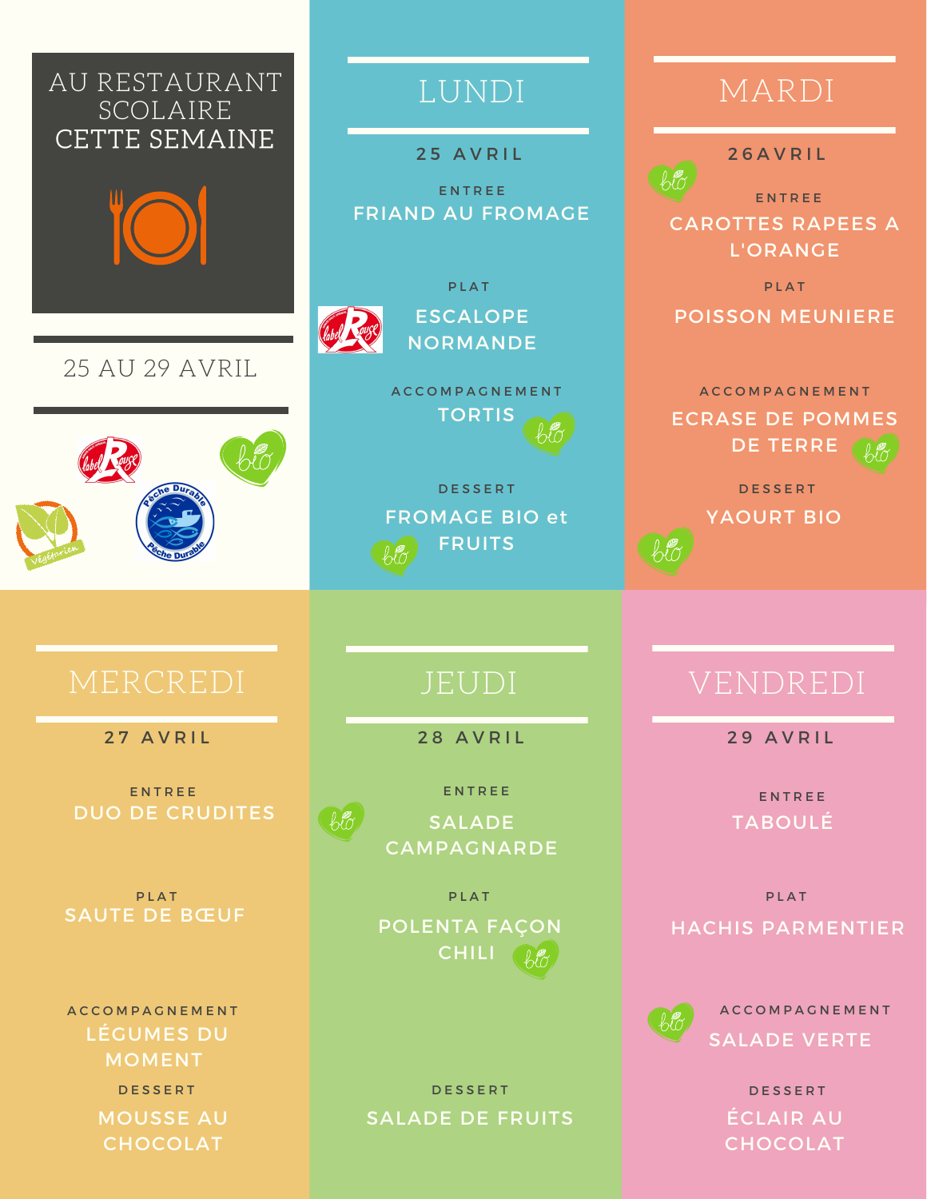# AU RESTAURANT SCOLAIRE CETTE SEMAINE

## 25 AU 29 AVRIL

## LUNDI

### 25 AVRIL

ENTREE
FRIAND AU FROMAGE

PLAT
ESCALOPE NORMANDE

ACCOMPAGNEMENT
TORTIS

DESSERT
FROMAGE BIO et FRUITS

## MARDI

### 26AVRIL

ENTREE
CAROTTES RAPEES A L'ORANGE

PLAT
POISSON MEUNIERE

ACCOMPAGNEMENT
ECRASE DE POMMES DE TERRE

DESSERT
YAOURT BIO

## MERCREDI

### 27 AVRIL

ENTREE
DUO DE CRUDITES

PLAT
SAUTE DE BŒUF

ACCOMPAGNEMENT
LÉGUMES DU MOMENT

DESSERT
MOUSSE AU CHOCOLAT

## JEUDI

### 28 AVRIL

ENTREE
SALADE CAMPAGNARDE

PLAT
POLENTA FAÇON CHILI

DESSERT
SALADE DE FRUITS

## VENDREDI

### 29 AVRIL

ENTREE
TABOULÉ

PLAT
HACHIS PARMENTIER

ACCOMPAGNEMENT
SALADE VERTE

DESSERT
ÉCLAIR AU CHOCOLAT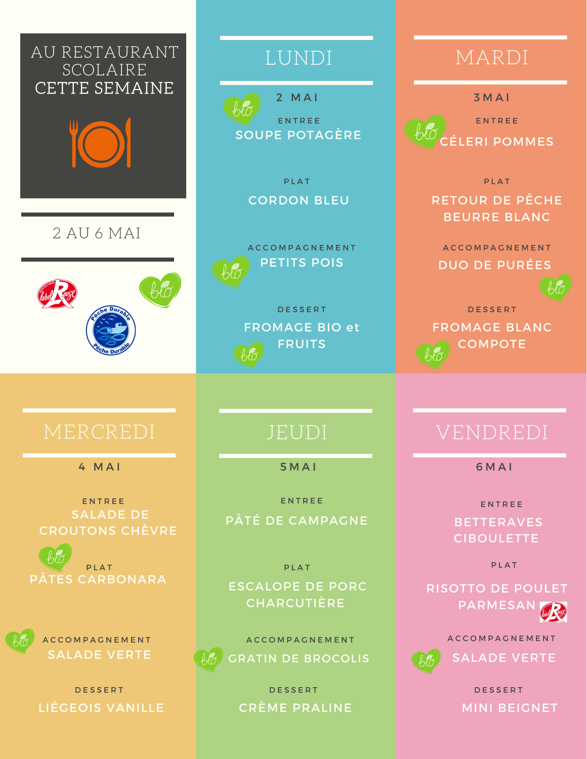# AU RESTAURANT SCOLAIRE CETTE SEMAINE

2 AU 6 MAI

## LUNDI

2 MAI

ENTREE
SOUPE POTAGÈRE

PLAT
CORDON BLEU

ACCOMPAGNEMENT
PETITS POIS

DESSERT
FROMAGE BIO et FRUITS

## MARDI

3MAI

ENTREE
CÉLERI POMMES

PLAT
RETOUR DE PÊCHE BEURRE BLANC

ACCOMPAGNEMENT
DUO DE PURÉES

DESSERT
FROMAGE BLANC COMPOTE

## MERCREDI

4 MAI

ENTREE
SALADE DE CROUTONS CHÈVRE

PLAT
PÂTES CARBONARA

ACCOMPAGNEMENT
SALADE VERTE

DESSERT
LIÉGEOIS VANILLE

## JEUDI

5MAI

ENTREE
PÂTÉ DE CAMPAGNE

PLAT
ESCALOPE DE PORC CHARCUTIÈRE

ACCOMPAGNEMENT
GRATIN DE BROCOLIS

DESSERT
CRÈME PRALINE

## VENDREDI

6MAI

ENTREE
BETTERAVES CIBOULETTE

PLAT
RISOTTO DE POULET PARMESAN

ACCOMPAGNEMENT
SALADE VERTE

DESSERT
MINI BEIGNET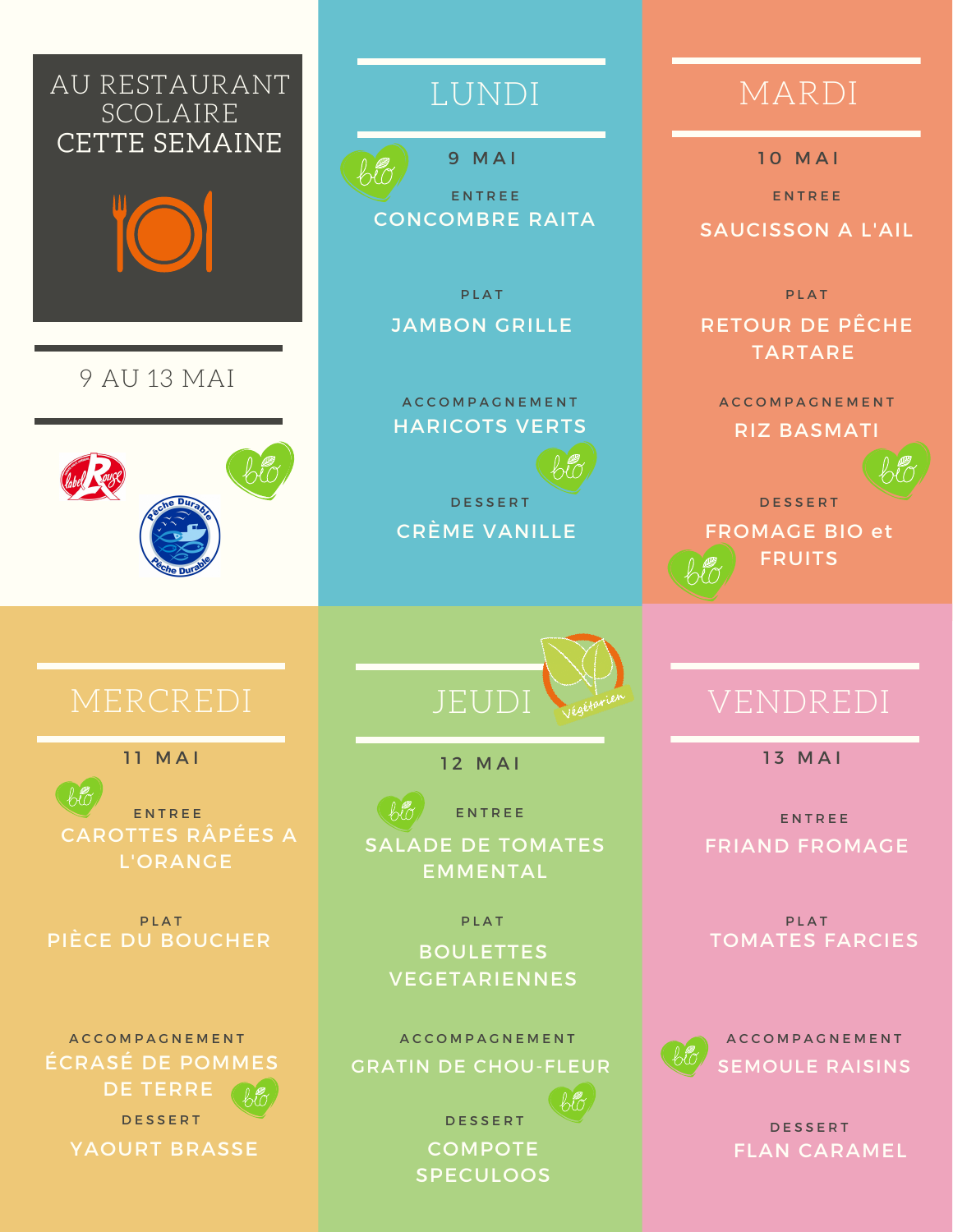# AU RESTAURANT SCOLAIRE CETTE SEMAINE

9 AU 13 MAI

## LUNDI

9 MAI

ENTREE

CONCOMBRE RAITA

PLAT

JAMBON GRILLE

ACCOMPAGNEMENT

HARICOTS VERTS

DESSERT

CRÈME VANILLE

## MARDI

10 MAI

ENTREE

SAUCISSON A L'AIL

PLAT

RETOUR DE PÊCHE TARTARE

ACCOMPAGNEMENT

RIZ BASMATI

DESSERT

FROMAGE BIO et FRUITS

## MERCREDI

11 MAI

ENTREE

CAROTTES RÂPÉES A L'ORANGE

PLAT

PIÈCE DU BOUCHER

ACCOMPAGNEMENT

ÉCRASÉ DE POMMES DE TERRE

DESSERT

YAOURT BRASSE

## JEUDI

Végétarien

12 MAI

ENTREE

SALADE DE TOMATES EMMENTAL

PLAT

BOULETTES VEGETARIENNES

ACCOMPAGNEMENT

GRATIN DE CHOU-FLEUR

DESSERT

COMPOTE SPECULOOS

## VENDREDI

13 MAI

ENTREE

FRIAND FROMAGE

PLAT

TOMATES FARCIES

ACCOMPAGNEMENT

SEMOULE RAISINS

DESSERT

FLAN CARAMEL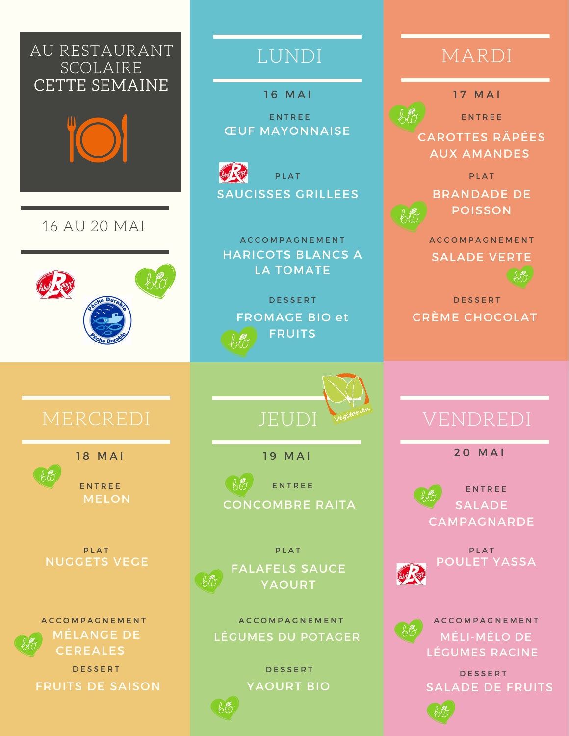# AU RESTAURANT SCOLAIRE CETTE SEMAINE

16 AU 20 MAI

## LUNDI

16 MAI

ENTREE
ŒUF MAYONNAISE

PLAT
SAUCISSES GRILLEES

ACCOMPAGNEMENT
HARICOTS BLANCS A LA TOMATE

DESSERT
FROMAGE BIO et FRUITS

## MARDI

17 MAI

ENTREE
CAROTTES RÂPÉES AUX AMANDES

PLAT
BRANDADE DE POISSON

ACCOMPAGNEMENT
SALADE VERTE

DESSERT
CRÈME CHOCOLAT

## MERCREDI

18 MAI

ENTREE
MELON

PLAT
NUGGETS VEGE

ACCOMPAGNEMENT
MÉLANGE DE CEREALES

DESSERT
FRUITS DE SAISON

## JEUDI

Végétarien

19 MAI

ENTREE
CONCOMBRE RAITA

PLAT
FALAFELS SAUCE YAOURT

ACCOMPAGNEMENT
LÉGUMES DU POTAGER

DESSERT
YAOURT BIO

## VENDREDI

20 MAI

ENTREE
SALADE CAMPAGNARDE

PLAT
POULET YASSA

ACCOMPAGNEMENT
MÉLI-MÉLO DE LÉGUMES RACINE

DESSERT
SALADE DE FRUITS